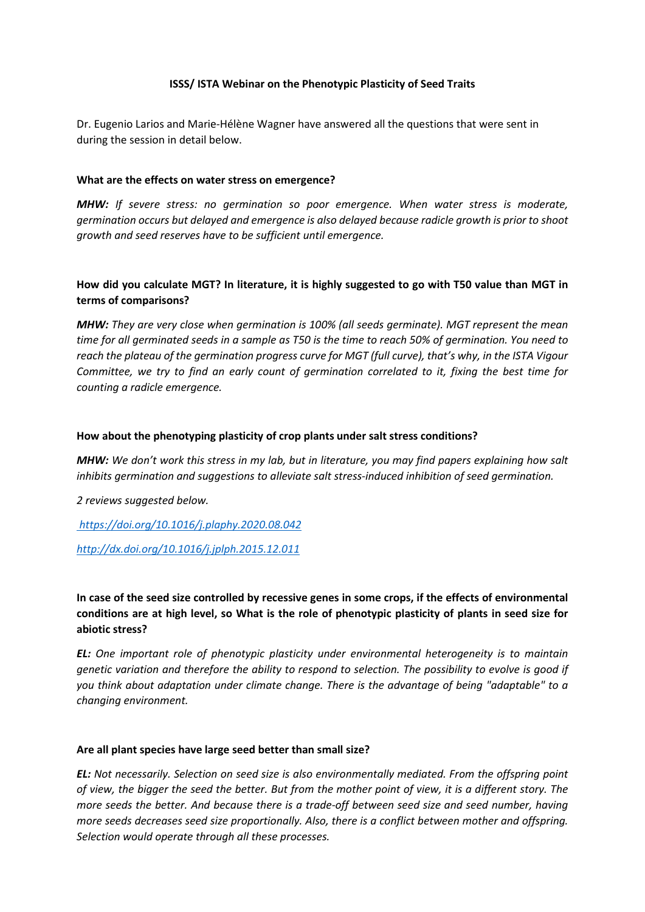# ISSS/ ISTA Webinar on the Phenotypic Plasticity of Seed Traits

Dr. Eugenio Larios and Marie-Hélène Wagner have answered all the questions that were sent in during the session in detail below.

**What are the effects on water stress on emergence?**

***MHW:*** *If severe stress: no germination so poor emergence. When water stress is moderate, germination occurs but delayed and emergence is also delayed because radicle growth is prior to shoot growth and seed reserves have to be sufficient until emergence.*

**How did you calculate MGT? In literature, it is highly suggested to go with T50 value than MGT in terms of comparisons?**

***MHW:*** *They are very close when germination is 100% (all seeds germinate). MGT represent the mean time for all germinated seeds in a sample as T50 is the time to reach 50% of germination. You need to reach the plateau of the germination progress curve for MGT (full curve), that's why, in the ISTA Vigour Committee, we try to find an early count of germination correlated to it, fixing the best time for counting a radicle emergence.*

**How about the phenotyping plasticity of crop plants under salt stress conditions?**

***MHW:*** *We don't work this stress in my lab, but in literature, you may find papers explaining how salt inhibits germination and suggestions to alleviate salt stress-induced inhibition of seed germination.*

*2 reviews suggested below.*

*https://doi.org/10.1016/j.plaphy.2020.08.042*

*http://dx.doi.org/10.1016/j.jplph.2015.12.011*

**In case of the seed size controlled by recessive genes in some crops, if the effects of environmental conditions are at high level, so What is the role of phenotypic plasticity of plants in seed size for abiotic stress?**

***EL:*** *One important role of phenotypic plasticity under environmental heterogeneity is to maintain genetic variation and therefore the ability to respond to selection. The possibility to evolve is good if you think about adaptation under climate change. There is the advantage of being "adaptable" to a changing environment.*

**Are all plant species have large seed better than small size?**

***EL:*** *Not necessarily. Selection on seed size is also environmentally mediated. From the offspring point of view, the bigger the seed the better. But from the mother point of view, it is a different story. The more seeds the better. And because there is a trade-off between seed size and seed number, having more seeds decreases seed size proportionally. Also, there is a conflict between mother and offspring. Selection would operate through all these processes.*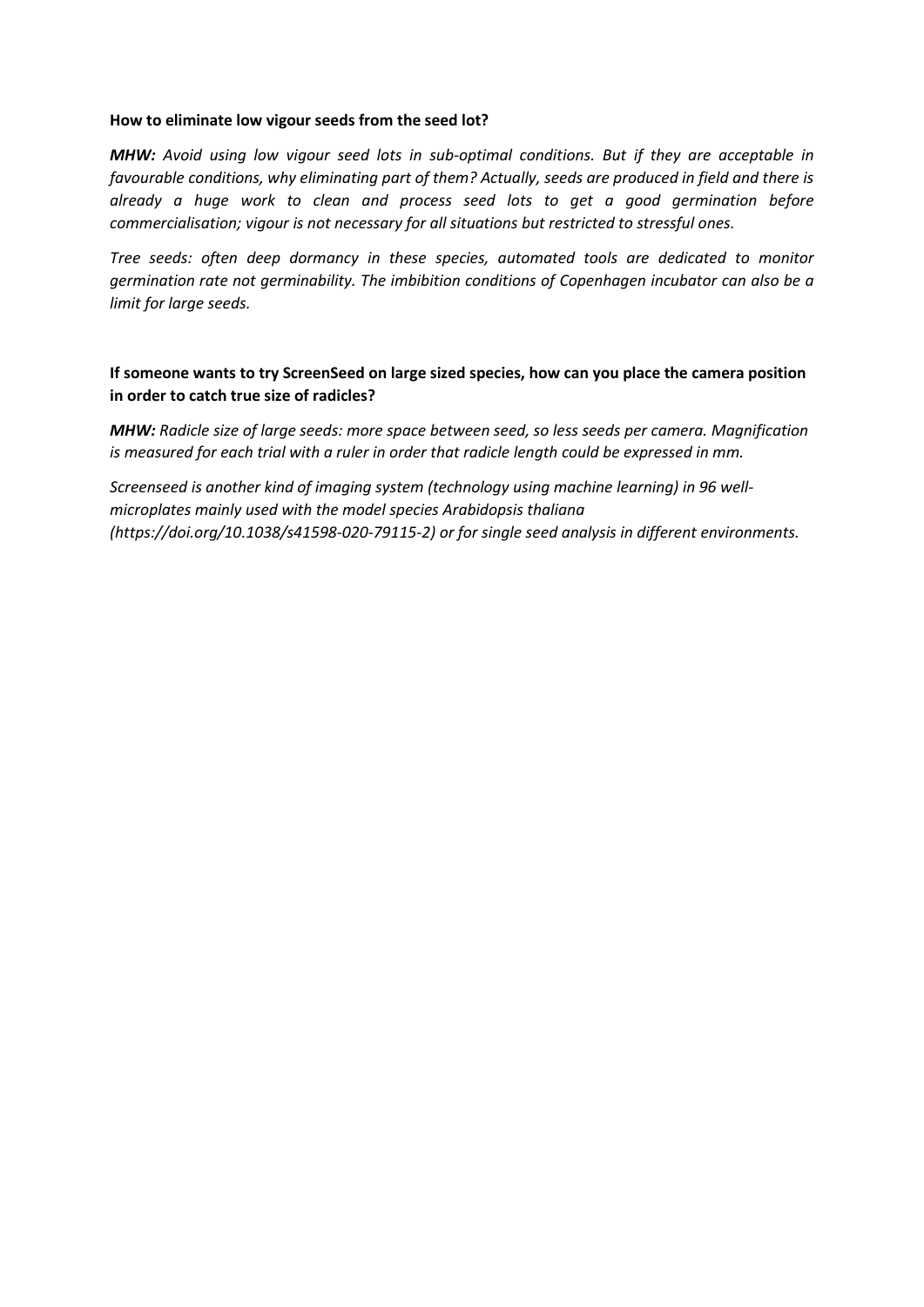**How to eliminate low vigour seeds from the seed lot?**

***MHW:*** *Avoid using low vigour seed lots in sub-optimal conditions. But if they are acceptable in favourable conditions, why eliminating part of them? Actually, seeds are produced in field and there is already a huge work to clean and process seed lots to get a good germination before commercialisation; vigour is not necessary for all situations but restricted to stressful ones.*

*Tree seeds: often deep dormancy in these species, automated tools are dedicated to monitor germination rate not germinability. The imbibition conditions of Copenhagen incubator can also be a limit for large seeds.*

**If someone wants to try ScreenSeed on large sized species, how can you place the camera position in order to catch true size of radicles?**

***MHW:*** *Radicle size of large seeds: more space between seed, so less seeds per camera. Magnification is measured for each trial with a ruler in order that radicle length could be expressed in mm.*

*Screenseed is another kind of imaging system (technology using machine learning) in 96 well-microplates mainly used with the model species Arabidopsis thaliana (https://doi.org/10.1038/s41598-020-79115-2) or for single seed analysis in different environments.*